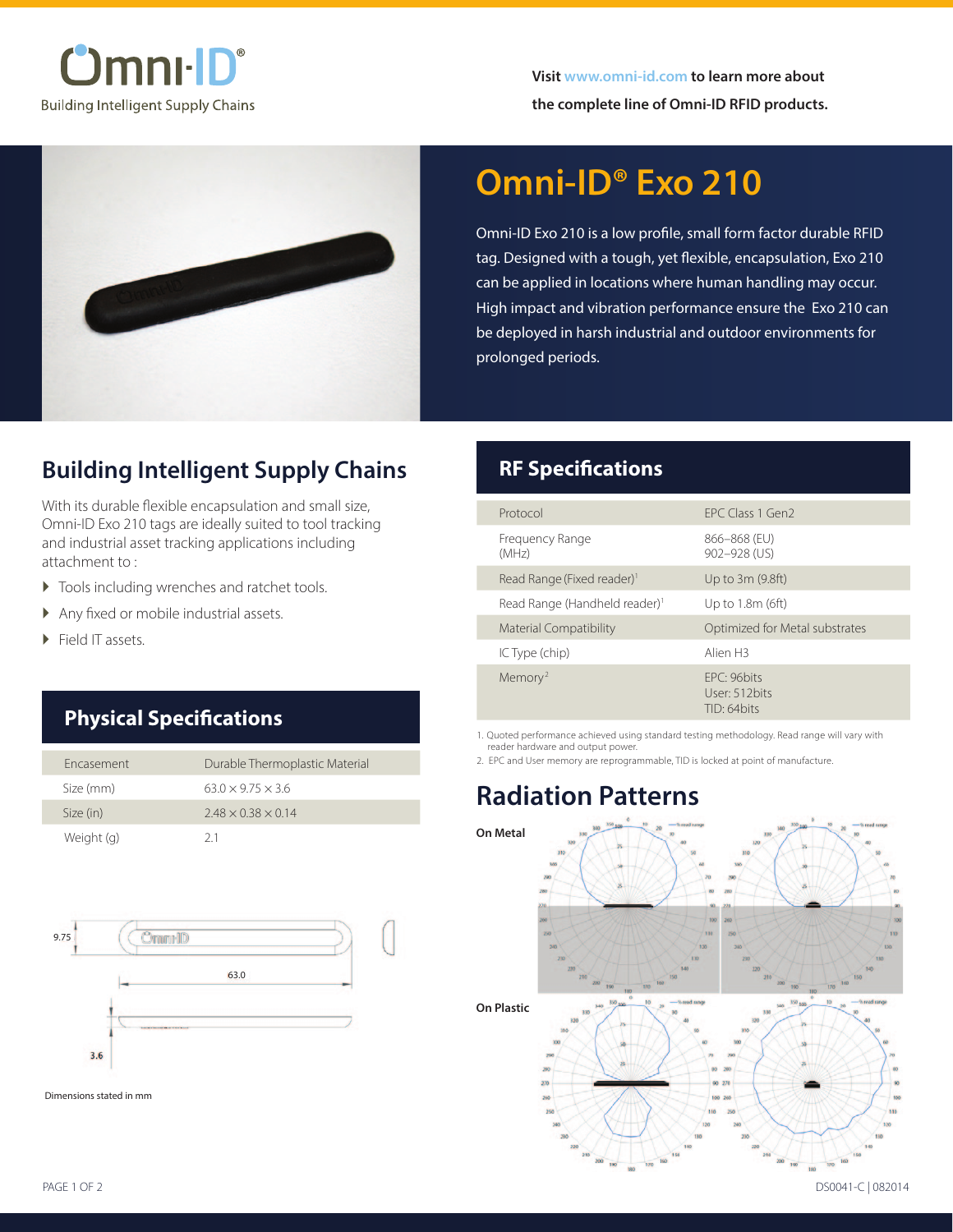Omni-ID®

Building Intelligent Supply Chains

Visit www.omni-id.com to learn more about the complete line of Omni-ID RFID products.

# Omni-ID® Exo 210

Omni-ID Exo 210 is a low profile, small form factor durable RFID tag. Designed with a tough, yet flexible, encapsulation, Exo 210 can be applied in locations where human handling may occur. High impact and vibration performance ensure the Exo 210 can be deployed in harsh industrial and outdoor environments for prolonged periods.

## Building Intelligent Supply Chains

With its durable flexible encapsulation and small size, Omni-ID Exo 210 tags are ideally suited to tool tracking and industrial asset tracking applications including attachment to :

- Tools including wrenches and ratchet tools.
- Any fixed or mobile industrial assets.
- Field IT assets.

## Physical Specifications

| | |
|---|---|
| Encasement | Durable Thermoplastic Material |
| Size (mm) | 63.0 × 9.75 × 3.6 |
| Size (in) | 2.48 × 0.38 × 0.14 |
| Weight (g) | 2.1 |

9.75

63.0

3.6

Dimensions stated in mm

## RF Specifications

| | |
|---|---|
| Protocol | EPC Class 1 Gen2 |
| Frequency Range (MHz) | 866–868 (EU)<br>902–928 (US) |
| Read Range (Fixed reader)[1] | Up to 3m (9.8ft) |
| Read Range (Handheld reader)[1] | Up to 1.8m (6ft) |
| Material Compatibility | Optimized for Metal substrates |
| IC Type (chip) | Alien H3 |
| Memory[2] | EPC: 96bits<br>User: 512bits<br>TID: 64bits |

1. Quoted performance achieved using standard testing methodology. Read range will vary with reader hardware and output power.
2. EPC and User memory are reprogrammable, TID is locked at point of manufacture.

## Radiation Patterns

**On Metal**

**On Plastic**

DS0041-C | 082014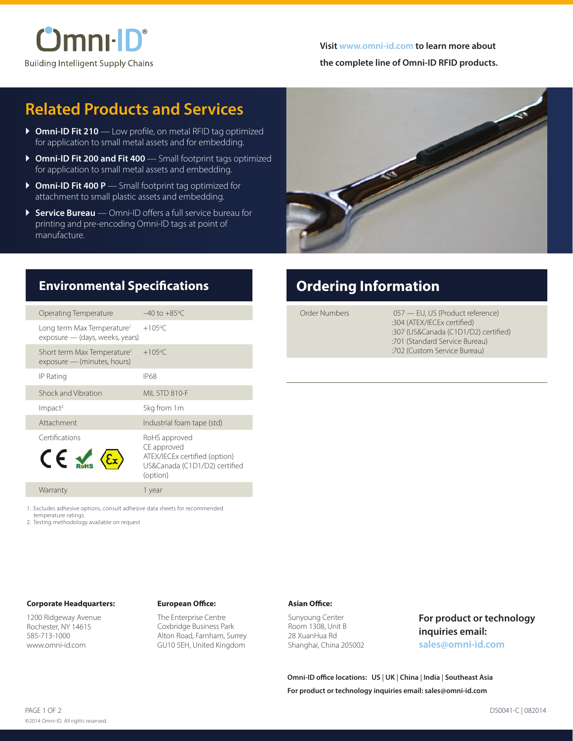Visit www.omni-id.com to learn more about the complete line of Omni-ID RFID products.

## Related Products and Services

- **Omni-ID Fit 210** — Low profile, on metal RFID tag optimized for application to small metal assets and for embedding.
- **Omni-ID Fit 200 and Fit 400** — Small footprint tags optimized for application to small metal assets and embedding.
- **Omni-ID Fit 400 P** — Small footprint tag optimized for attachment to small plastic assets and embedding.
- **Service Bureau** — Omni-ID offers a full service bureau for printing and pre-encoding Omni-ID tags at point of manufacture.

## Environmental Specifications

| | |
|---|---|
| Operating Temperature | –40 to +85°C |
| Long term Max Temperature[1] exposure — (days, weeks, years) | +105°C |
| Short term Max Temperature[1] exposure — (minutes, hours) | +105°C |
| IP Rating | IP68 |
| Shock and Vibration | MIL STD 810-F |
| Impact[2] | 5kg from 1m |
| Attachment | Industrial foam tape (std) |
| Certifications | RoHS approved<br>CE approved<br>ATEX/IECEx certified (option)<br>US&Canada (C1D1/D2) certified (option) |
| Warranty | 1 year |

1. Excludes adhesive options, consult adhesive data sheets for recommended temperature ratings.
2. Testing methodology available on request

## Ordering Information

| | |
|---|---|
| Order Numbers | 057 — EU, US (Product reference)<br>:304 (ATEX/IECEx certified)<br>:307 (US&Canada (C1D1/D2) certified)<br>:701 (Standard Service Bureau)<br>:702 (Custom Service Bureau) |

**Corporate Headquarters:**

1200 Ridgeway Avenue
Rochester, NY 14615
585-713-1000
www.omni-id.com

**European Office:**

The Enterprise Centre
Coxbridge Business Park
Alton Road, Farnham, Surrey
GU10 5EH, United Kingdom

**Asian Office:**

Sunyoung Center
Room 1308, Unit B
28 XuanHua Rd
Shanghai, China 205002

**For product or technology inquiries email:** sales@omni-id.com

**Omni-ID office locations: US | UK | China | India | Southeast Asia**

**For product or technology inquiries email: sales@omni-id.com**

©2014 Omni-ID. All rights reserved.

DS0041-C | 082014